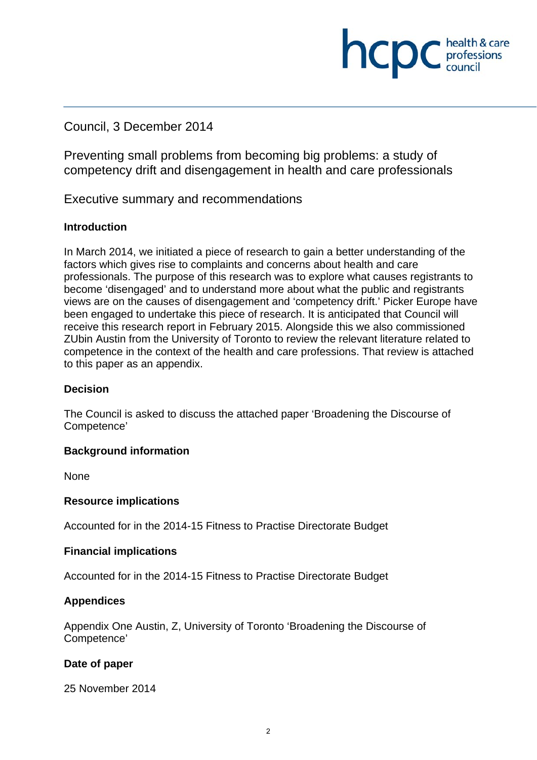Council, 3 December 2014

# Preventing small problems from becoming big problems: a study of competency drift and disengagement in health and care professionals

## Executive summary and recommendations

### Introduction

In March 2014, we initiated a piece of research to gain a better understanding of the factors which gives rise to complaints and concerns about health and care professionals. The purpose of this research was to explore what causes registrants to become 'disengaged' and to understand more about what the public and registrants views are on the causes of disengagement and 'competency drift.' Picker Europe have been engaged to undertake this piece of research. It is anticipated that Council will receive this research report in February 2015. Alongside this we also commissioned ZUbin Austin from the University of Toronto to review the relevant literature related to competence in the context of the health and care professions. That review is attached to this paper as an appendix.

### Decision

The Council is asked to discuss the attached paper 'Broadening the Discourse of Competence'

### Background information

None

### Resource implications

Accounted for in the 2014-15 Fitness to Practise Directorate Budget

### Financial implications

Accounted for in the 2014-15 Fitness to Practise Directorate Budget

### Appendices

Appendix One Austin, Z, University of Toronto 'Broadening the Discourse of Competence'

### Date of paper

25 November 2014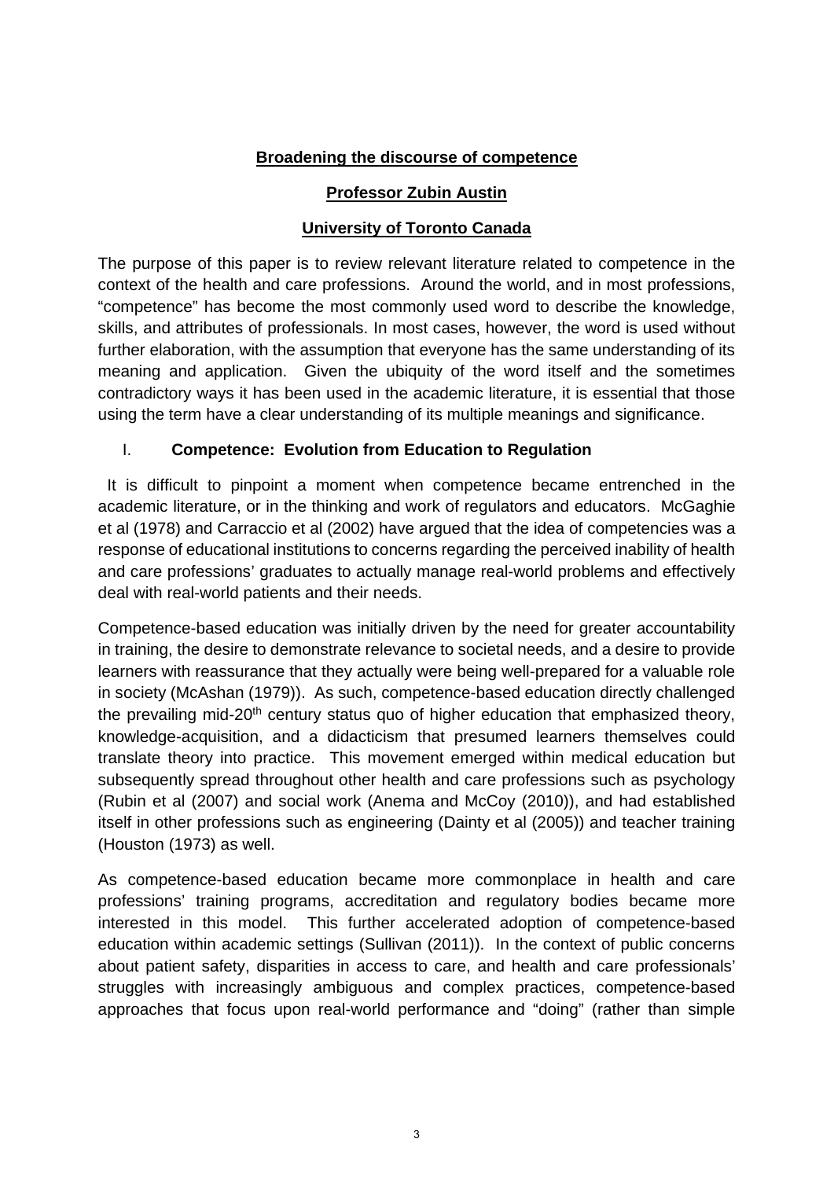**Broadening the discourse of competence**

**Professor Zubin Austin**

**University of Toronto Canada**

The purpose of this paper is to review relevant literature related to competence in the context of the health and care professions. Around the world, and in most professions, "competence" has become the most commonly used word to describe the knowledge, skills, and attributes of professionals. In most cases, however, the word is used without further elaboration, with the assumption that everyone has the same understanding of its meaning and application. Given the ubiquity of the word itself and the sometimes contradictory ways it has been used in the academic literature, it is essential that those using the term have a clear understanding of its multiple meanings and significance.

## I. Competence: Evolution from Education to Regulation

It is difficult to pinpoint a moment when competence became entrenched in the academic literature, or in the thinking and work of regulators and educators. McGaghie et al (1978) and Carraccio et al (2002) have argued that the idea of competencies was a response of educational institutions to concerns regarding the perceived inability of health and care professions' graduates to actually manage real-world problems and effectively deal with real-world patients and their needs.

Competence-based education was initially driven by the need for greater accountability in training, the desire to demonstrate relevance to societal needs, and a desire to provide learners with reassurance that they actually were being well-prepared for a valuable role in society (McAshan (1979)). As such, competence-based education directly challenged the prevailing mid-20th century status quo of higher education that emphasized theory, knowledge-acquisition, and a didacticism that presumed learners themselves could translate theory into practice. This movement emerged within medical education but subsequently spread throughout other health and care professions such as psychology (Rubin et al (2007) and social work (Anema and McCoy (2010)), and had established itself in other professions such as engineering (Dainty et al (2005)) and teacher training (Houston (1973) as well.

As competence-based education became more commonplace in health and care professions' training programs, accreditation and regulatory bodies became more interested in this model. This further accelerated adoption of competence-based education within academic settings (Sullivan (2011)). In the context of public concerns about patient safety, disparities in access to care, and health and care professionals' struggles with increasingly ambiguous and complex practices, competence-based approaches that focus upon real-world performance and "doing" (rather than simple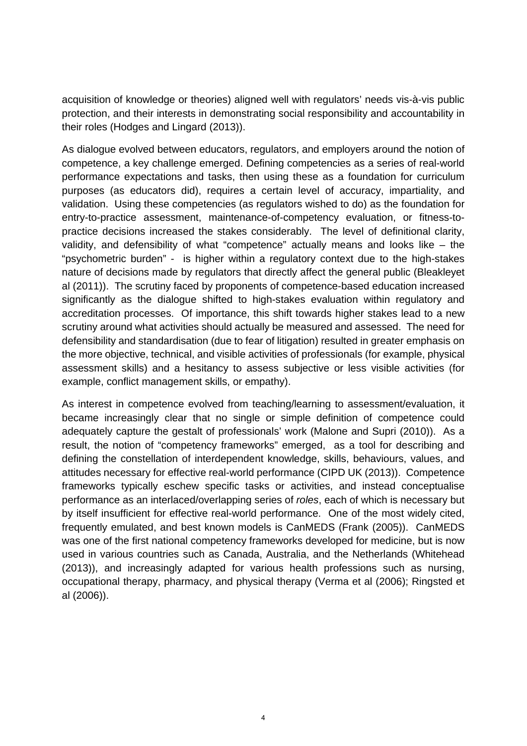acquisition of knowledge or theories) aligned well with regulators' needs vis-à-vis public protection, and their interests in demonstrating social responsibility and accountability in their roles (Hodges and Lingard (2013)).

As dialogue evolved between educators, regulators, and employers around the notion of competence, a key challenge emerged. Defining competencies as a series of real-world performance expectations and tasks, then using these as a foundation for curriculum purposes (as educators did), requires a certain level of accuracy, impartiality, and validation. Using these competencies (as regulators wished to do) as the foundation for entry-to-practice assessment, maintenance-of-competency evaluation, or fitness-to-practice decisions increased the stakes considerably. The level of definitional clarity, validity, and defensibility of what "competence" actually means and looks like – the "psychometric burden" - is higher within a regulatory context due to the high-stakes nature of decisions made by regulators that directly affect the general public (Bleakleyet al (2011)). The scrutiny faced by proponents of competence-based education increased significantly as the dialogue shifted to high-stakes evaluation within regulatory and accreditation processes. Of importance, this shift towards higher stakes lead to a new scrutiny around what activities should actually be measured and assessed. The need for defensibility and standardisation (due to fear of litigation) resulted in greater emphasis on the more objective, technical, and visible activities of professionals (for example, physical assessment skills) and a hesitancy to assess subjective or less visible activities (for example, conflict management skills, or empathy).

As interest in competence evolved from teaching/learning to assessment/evaluation, it became increasingly clear that no single or simple definition of competence could adequately capture the gestalt of professionals' work (Malone and Supri (2010)). As a result, the notion of "competency frameworks" emerged, as a tool for describing and defining the constellation of interdependent knowledge, skills, behaviours, values, and attitudes necessary for effective real-world performance (CIPD UK (2013)). Competence frameworks typically eschew specific tasks or activities, and instead conceptualise performance as an interlaced/overlapping series of *roles*, each of which is necessary but by itself insufficient for effective real-world performance. One of the most widely cited, frequently emulated, and best known models is CanMEDS (Frank (2005)). CanMEDS was one of the first national competency frameworks developed for medicine, but is now used in various countries such as Canada, Australia, and the Netherlands (Whitehead (2013)), and increasingly adapted for various health professions such as nursing, occupational therapy, pharmacy, and physical therapy (Verma et al (2006); Ringsted et al (2006)).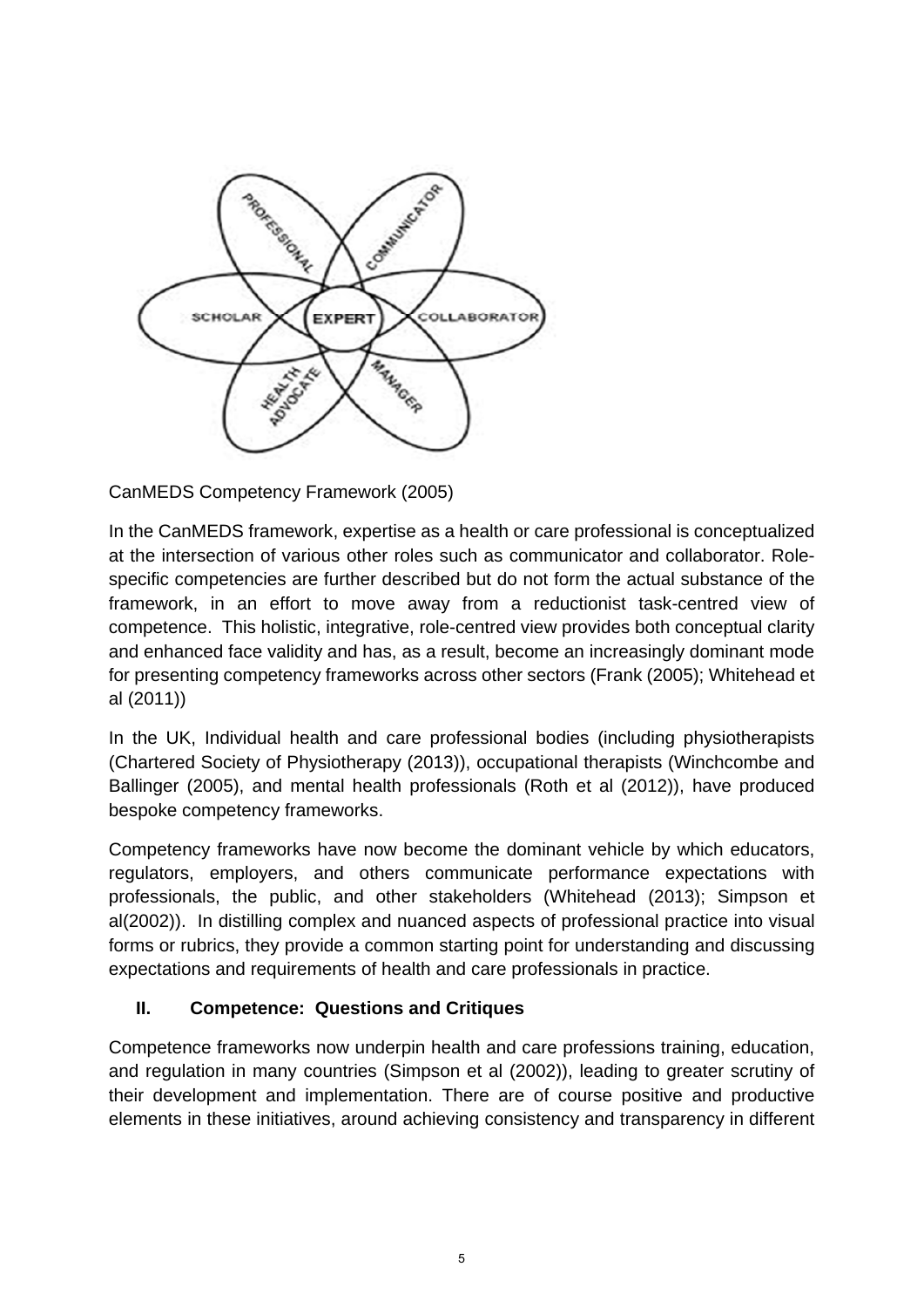PROFESSIONAL

COMMUNICATOR

SCHOLAR

EXPERT

COLLABORATOR

HEALTH ADVOCATE

MANAGER

CanMEDS Competency Framework (2005)

In the CanMEDS framework, expertise as a health or care professional is conceptualized at the intersection of various other roles such as communicator and collaborator. Role-specific competencies are further described but do not form the actual substance of the framework, in an effort to move away from a reductionist task-centred view of competence. This holistic, integrative, role-centred view provides both conceptual clarity and enhanced face validity and has, as a result, become an increasingly dominant mode for presenting competency frameworks across other sectors (Frank (2005); Whitehead et al (2011))

In the UK, Individual health and care professional bodies (including physiotherapists (Chartered Society of Physiotherapy (2013)), occupational therapists (Winchcombe and Ballinger (2005), and mental health professionals (Roth et al (2012)), have produced bespoke competency frameworks.

Competency frameworks have now become the dominant vehicle by which educators, regulators, employers, and others communicate performance expectations with professionals, the public, and other stakeholders (Whitehead (2013); Simpson et al(2002)). In distilling complex and nuanced aspects of professional practice into visual forms or rubrics, they provide a common starting point for understanding and discussing expectations and requirements of health and care professionals in practice.

## II. Competence: Questions and Critiques

Competence frameworks now underpin health and care professions training, education, and regulation in many countries (Simpson et al (2002)), leading to greater scrutiny of their development and implementation. There are of course positive and productive elements in these initiatives, around achieving consistency and transparency in different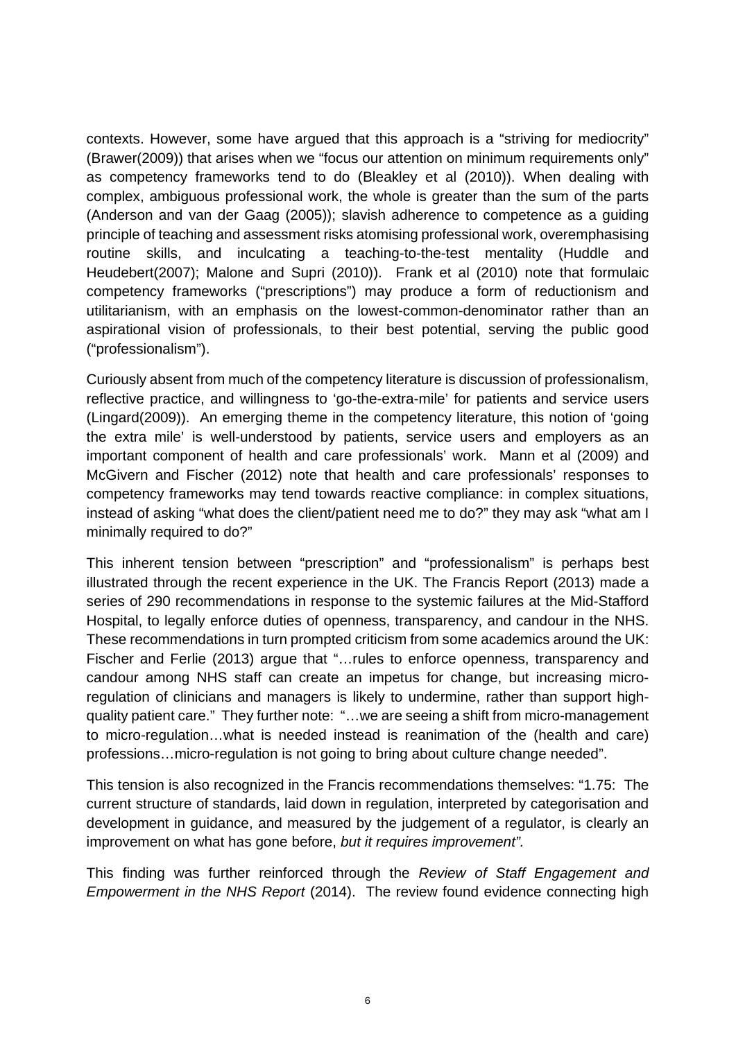contexts. However, some have argued that this approach is a "striving for mediocrity" (Brawer(2009)) that arises when we "focus our attention on minimum requirements only" as competency frameworks tend to do (Bleakley et al (2010)). When dealing with complex, ambiguous professional work, the whole is greater than the sum of the parts (Anderson and van der Gaag (2005)); slavish adherence to competence as a guiding principle of teaching and assessment risks atomising professional work, overemphasising routine skills, and inculcating a teaching-to-the-test mentality (Huddle and Heudebert(2007); Malone and Supri (2010)). Frank et al (2010) note that formulaic competency frameworks ("prescriptions") may produce a form of reductionism and utilitarianism, with an emphasis on the lowest-common-denominator rather than an aspirational vision of professionals, to their best potential, serving the public good ("professionalism").

Curiously absent from much of the competency literature is discussion of professionalism, reflective practice, and willingness to 'go-the-extra-mile' for patients and service users (Lingard(2009)). An emerging theme in the competency literature, this notion of 'going the extra mile' is well-understood by patients, service users and employers as an important component of health and care professionals' work. Mann et al (2009) and McGivern and Fischer (2012) note that health and care professionals' responses to competency frameworks may tend towards reactive compliance: in complex situations, instead of asking "what does the client/patient need me to do?" they may ask "what am I minimally required to do?"

This inherent tension between "prescription" and "professionalism" is perhaps best illustrated through the recent experience in the UK. The Francis Report (2013) made a series of 290 recommendations in response to the systemic failures at the Mid-Stafford Hospital, to legally enforce duties of openness, transparency, and candour in the NHS. These recommendations in turn prompted criticism from some academics around the UK: Fischer and Ferlie (2013) argue that "…rules to enforce openness, transparency and candour among NHS staff can create an impetus for change, but increasing micro-regulation of clinicians and managers is likely to undermine, rather than support high-quality patient care." They further note: "…we are seeing a shift from micro-management to micro-regulation…what is needed instead is reanimation of the (health and care) professions…micro-regulation is not going to bring about culture change needed".

This tension is also recognized in the Francis recommendations themselves: "1.75: The current structure of standards, laid down in regulation, interpreted by categorisation and development in guidance, and measured by the judgement of a regulator, is clearly an improvement on what has gone before, *but it requires improvement".*

This finding was further reinforced through the *Review of Staff Engagement and Empowerment in the NHS Report* (2014). The review found evidence connecting high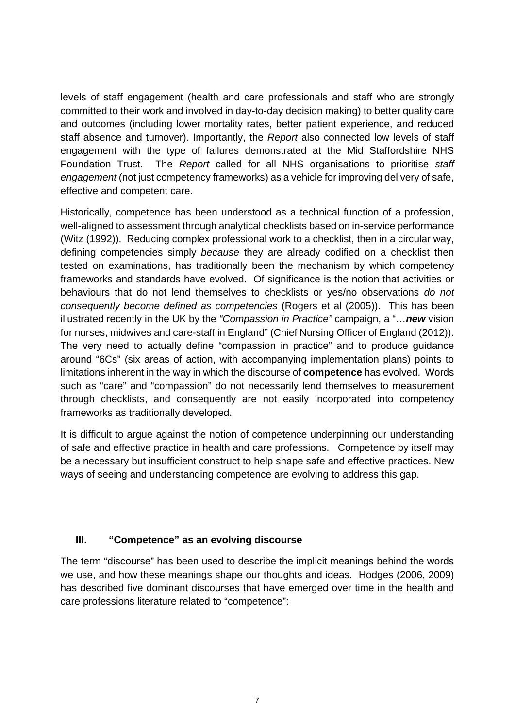levels of staff engagement (health and care professionals and staff who are strongly committed to their work and involved in day-to-day decision making) to better quality care and outcomes (including lower mortality rates, better patient experience, and reduced staff absence and turnover). Importantly, the *Report* also connected low levels of staff engagement with the type of failures demonstrated at the Mid Staffordshire NHS Foundation Trust. The *Report* called for all NHS organisations to prioritise *staff engagement* (not just competency frameworks) as a vehicle for improving delivery of safe, effective and competent care.

Historically, competence has been understood as a technical function of a profession, well-aligned to assessment through analytical checklists based on in-service performance (Witz (1992)). Reducing complex professional work to a checklist, then in a circular way, defining competencies simply *because* they are already codified on a checklist then tested on examinations, has traditionally been the mechanism by which competency frameworks and standards have evolved. Of significance is the notion that activities or behaviours that do not lend themselves to checklists or yes/no observations *do not consequently become defined as competencies* (Rogers et al (2005)). This has been illustrated recently in the UK by the *"Compassion in Practice"* campaign, a "…***new*** vision for nurses, midwives and care-staff in England" (Chief Nursing Officer of England (2012)). The very need to actually define "compassion in practice" and to produce guidance around "6Cs" (six areas of action, with accompanying implementation plans) points to limitations inherent in the way in which the discourse of **competence** has evolved. Words such as "care" and "compassion" do not necessarily lend themselves to measurement through checklists, and consequently are not easily incorporated into competency frameworks as traditionally developed.

It is difficult to argue against the notion of competence underpinning our understanding of safe and effective practice in health and care professions. Competence by itself may be a necessary but insufficient construct to help shape safe and effective practices. New ways of seeing and understanding competence are evolving to address this gap.

## III. "Competence" as an evolving discourse

The term "discourse" has been used to describe the implicit meanings behind the words we use, and how these meanings shape our thoughts and ideas. Hodges (2006, 2009) has described five dominant discourses that have emerged over time in the health and care professions literature related to "competence":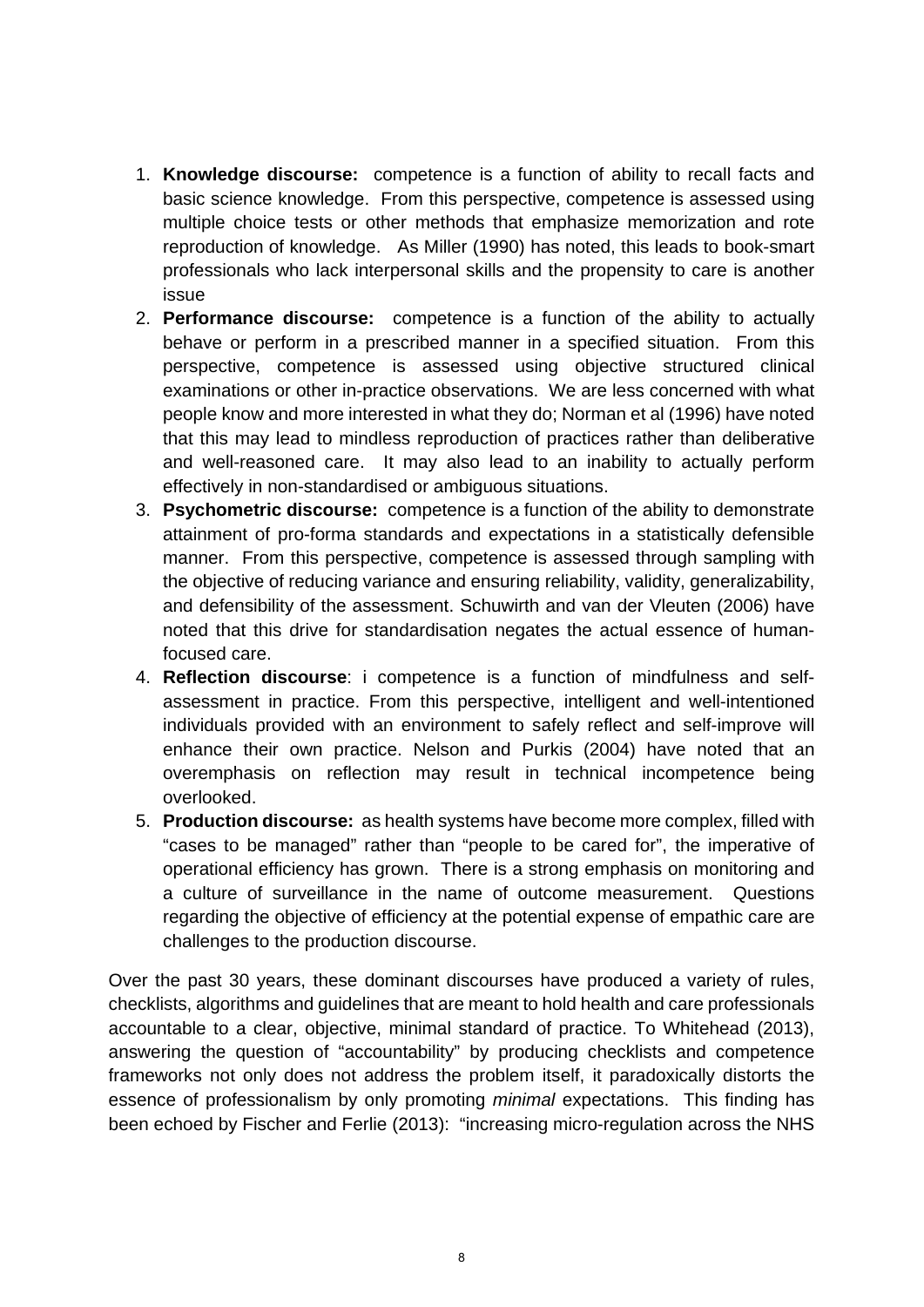1. **Knowledge discourse:** competence is a function of ability to recall facts and basic science knowledge. From this perspective, competence is assessed using multiple choice tests or other methods that emphasize memorization and rote reproduction of knowledge. As Miller (1990) has noted, this leads to book-smart professionals who lack interpersonal skills and the propensity to care is another issue
2. **Performance discourse:** competence is a function of the ability to actually behave or perform in a prescribed manner in a specified situation. From this perspective, competence is assessed using objective structured clinical examinations or other in-practice observations. We are less concerned with what people know and more interested in what they do; Norman et al (1996) have noted that this may lead to mindless reproduction of practices rather than deliberative and well-reasoned care. It may also lead to an inability to actually perform effectively in non-standardised or ambiguous situations.
3. **Psychometric discourse:** competence is a function of the ability to demonstrate attainment of pro-forma standards and expectations in a statistically defensible manner. From this perspective, competence is assessed through sampling with the objective of reducing variance and ensuring reliability, validity, generalizability, and defensibility of the assessment. Schuwirth and van der Vleuten (2006) have noted that this drive for standardisation negates the actual essence of human-focused care.
4. **Reflection discourse**: i competence is a function of mindfulness and self-assessment in practice. From this perspective, intelligent and well-intentioned individuals provided with an environment to safely reflect and self-improve will enhance their own practice. Nelson and Purkis (2004) have noted that an overemphasis on reflection may result in technical incompetence being overlooked.
5. **Production discourse:** as health systems have become more complex, filled with "cases to be managed" rather than "people to be cared for", the imperative of operational efficiency has grown. There is a strong emphasis on monitoring and a culture of surveillance in the name of outcome measurement. Questions regarding the objective of efficiency at the potential expense of empathic care are challenges to the production discourse.

Over the past 30 years, these dominant discourses have produced a variety of rules, checklists, algorithms and guidelines that are meant to hold health and care professionals accountable to a clear, objective, minimal standard of practice. To Whitehead (2013), answering the question of "accountability" by producing checklists and competence frameworks not only does not address the problem itself, it paradoxically distorts the essence of professionalism by only promoting *minimal* expectations. This finding has been echoed by Fischer and Ferlie (2013): "increasing micro-regulation across the NHS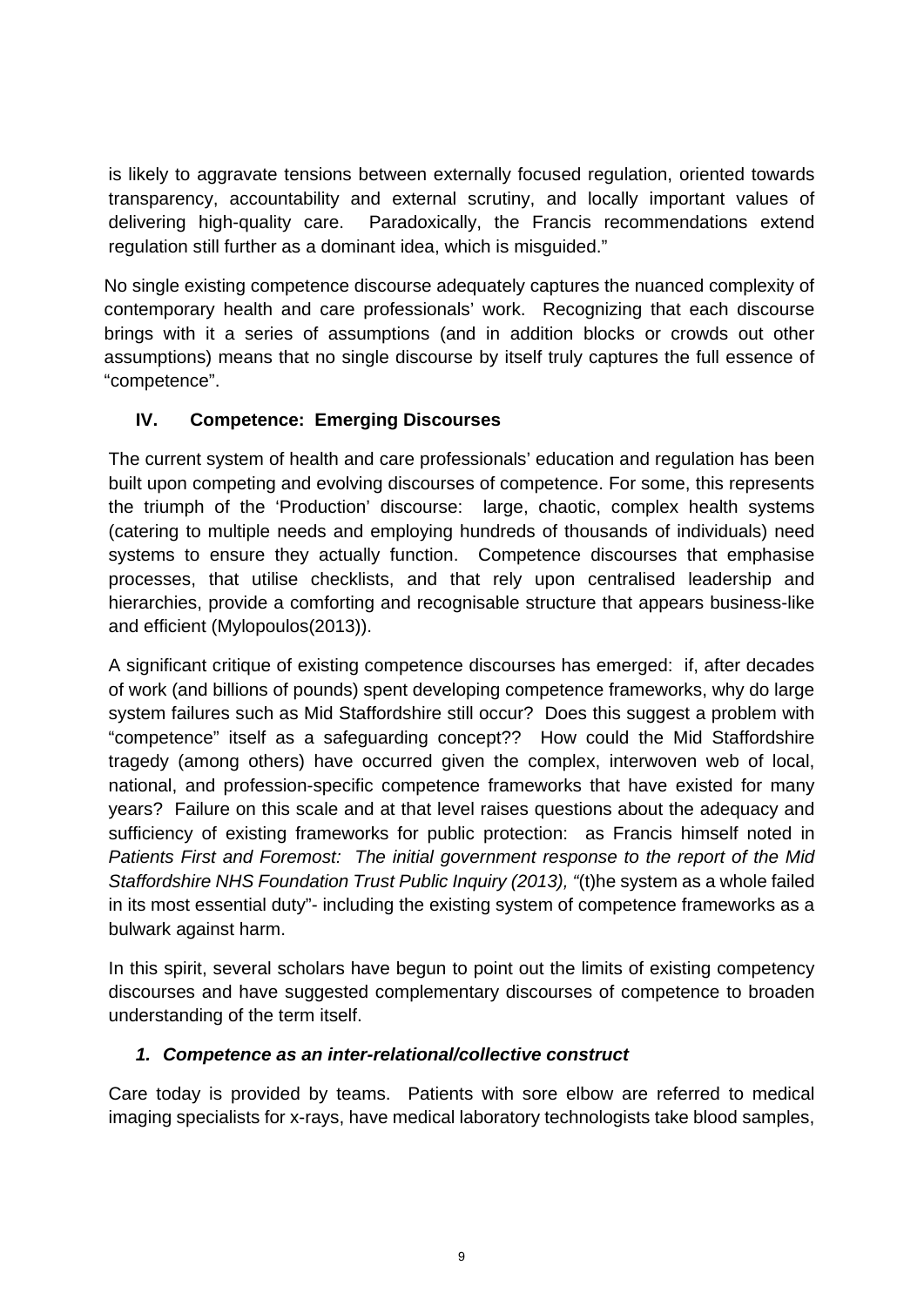is likely to aggravate tensions between externally focused regulation, oriented towards transparency, accountability and external scrutiny, and locally important values of delivering high-quality care. Paradoxically, the Francis recommendations extend regulation still further as a dominant idea, which is misguided."

No single existing competence discourse adequately captures the nuanced complexity of contemporary health and care professionals' work. Recognizing that each discourse brings with it a series of assumptions (and in addition blocks or crowds out other assumptions) means that no single discourse by itself truly captures the full essence of "competence".

## IV. Competence: Emerging Discourses

The current system of health and care professionals' education and regulation has been built upon competing and evolving discourses of competence. For some, this represents the triumph of the 'Production' discourse: large, chaotic, complex health systems (catering to multiple needs and employing hundreds of thousands of individuals) need systems to ensure they actually function. Competence discourses that emphasise processes, that utilise checklists, and that rely upon centralised leadership and hierarchies, provide a comforting and recognisable structure that appears business-like and efficient (Mylopoulos(2013)).

A significant critique of existing competence discourses has emerged: if, after decades of work (and billions of pounds) spent developing competence frameworks, why do large system failures such as Mid Staffordshire still occur? Does this suggest a problem with "competence" itself as a safeguarding concept?? How could the Mid Staffordshire tragedy (among others) have occurred given the complex, interwoven web of local, national, and profession-specific competence frameworks that have existed for many years? Failure on this scale and at that level raises questions about the adequacy and sufficiency of existing frameworks for public protection: as Francis himself noted in *Patients First and Foremost: The initial government response to the report of the Mid Staffordshire NHS Foundation Trust Public Inquiry (2013),* "(t)he system as a whole failed in its most essential duty"- including the existing system of competence frameworks as a bulwark against harm.

In this spirit, several scholars have begun to point out the limits of existing competency discourses and have suggested complementary discourses of competence to broaden understanding of the term itself.

### *1. Competence as an inter-relational/collective construct*

Care today is provided by teams. Patients with sore elbow are referred to medical imaging specialists for x-rays, have medical laboratory technologists take blood samples,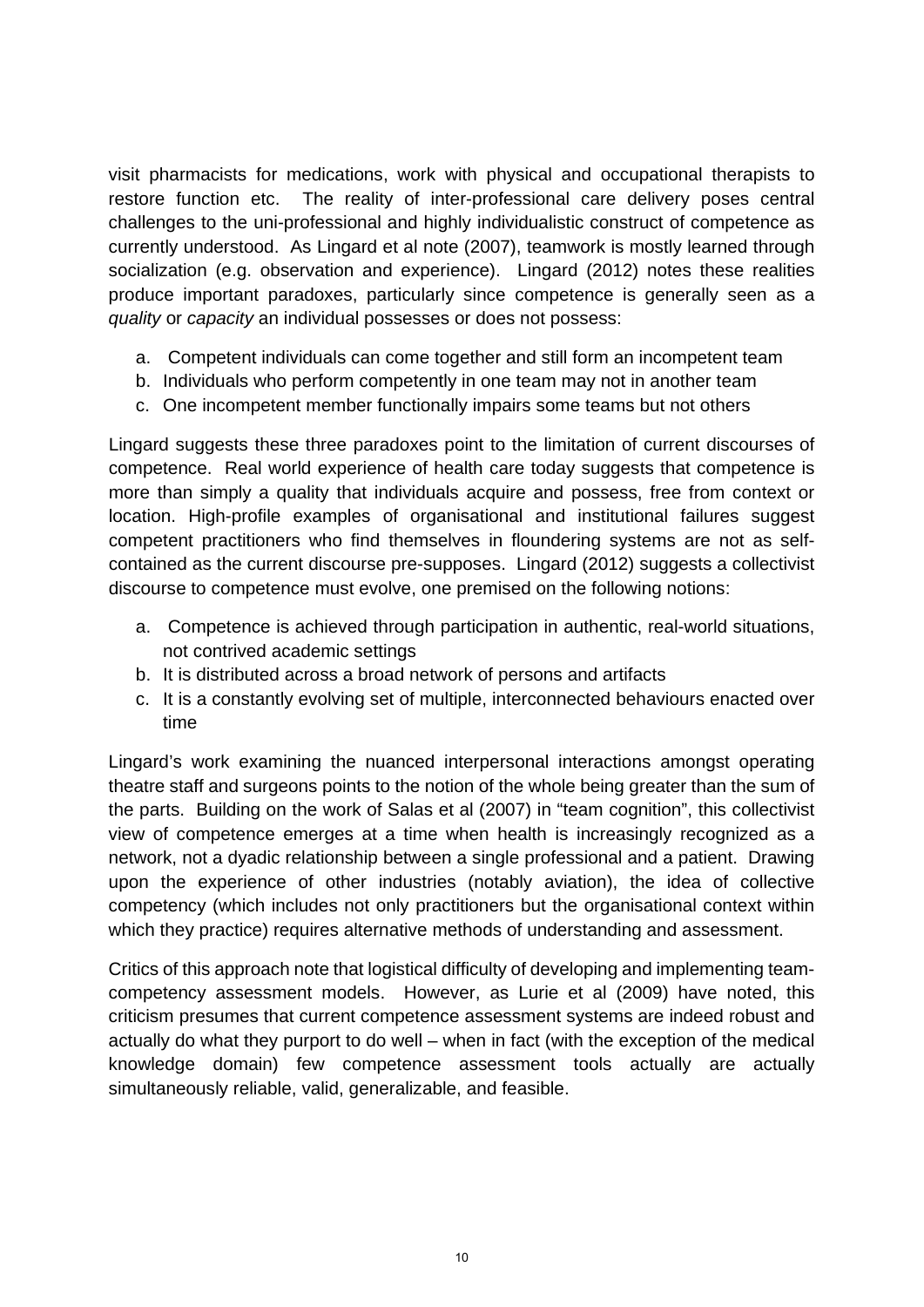visit pharmacists for medications, work with physical and occupational therapists to restore function etc. The reality of inter-professional care delivery poses central challenges to the uni-professional and highly individualistic construct of competence as currently understood. As Lingard et al note (2007), teamwork is mostly learned through socialization (e.g. observation and experience). Lingard (2012) notes these realities produce important paradoxes, particularly since competence is generally seen as a *quality* or *capacity* an individual possesses or does not possess:

a. Competent individuals can come together and still form an incompetent team
b. Individuals who perform competently in one team may not in another team
c. One incompetent member functionally impairs some teams but not others

Lingard suggests these three paradoxes point to the limitation of current discourses of competence. Real world experience of health care today suggests that competence is more than simply a quality that individuals acquire and possess, free from context or location. High-profile examples of organisational and institutional failures suggest competent practitioners who find themselves in floundering systems are not as self-contained as the current discourse pre-supposes. Lingard (2012) suggests a collectivist discourse to competence must evolve, one premised on the following notions:

a. Competence is achieved through participation in authentic, real-world situations, not contrived academic settings
b. It is distributed across a broad network of persons and artifacts
c. It is a constantly evolving set of multiple, interconnected behaviours enacted over time

Lingard's work examining the nuanced interpersonal interactions amongst operating theatre staff and surgeons points to the notion of the whole being greater than the sum of the parts. Building on the work of Salas et al (2007) in "team cognition", this collectivist view of competence emerges at a time when health is increasingly recognized as a network, not a dyadic relationship between a single professional and a patient. Drawing upon the experience of other industries (notably aviation), the idea of collective competency (which includes not only practitioners but the organisational context within which they practice) requires alternative methods of understanding and assessment.

Critics of this approach note that logistical difficulty of developing and implementing team-competency assessment models. However, as Lurie et al (2009) have noted, this criticism presumes that current competence assessment systems are indeed robust and actually do what they purport to do well – when in fact (with the exception of the medical knowledge domain) few competence assessment tools actually are actually simultaneously reliable, valid, generalizable, and feasible.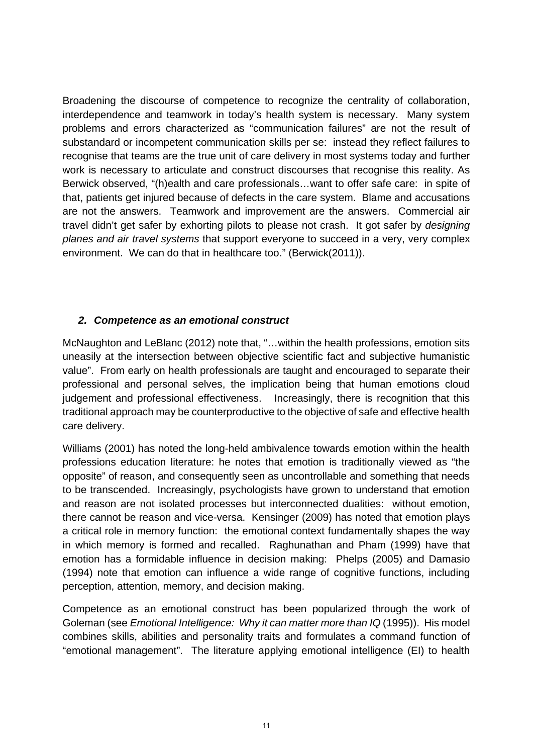Broadening the discourse of competence to recognize the centrality of collaboration, interdependence and teamwork in today's health system is necessary. Many system problems and errors characterized as "communication failures" are not the result of substandard or incompetent communication skills per se: instead they reflect failures to recognise that teams are the true unit of care delivery in most systems today and further work is necessary to articulate and construct discourses that recognise this reality. As Berwick observed, "(h)ealth and care professionals…want to offer safe care: in spite of that, patients get injured because of defects in the care system. Blame and accusations are not the answers. Teamwork and improvement are the answers. Commercial air travel didn't get safer by exhorting pilots to please not crash. It got safer by *designing planes and air travel systems* that support everyone to succeed in a very, very complex environment. We can do that in healthcare too." (Berwick(2011)).

### *2. Competence as an emotional construct*

McNaughton and LeBlanc (2012) note that, "…within the health professions, emotion sits uneasily at the intersection between objective scientific fact and subjective humanistic value". From early on health professionals are taught and encouraged to separate their professional and personal selves, the implication being that human emotions cloud judgement and professional effectiveness. Increasingly, there is recognition that this traditional approach may be counterproductive to the objective of safe and effective health care delivery.

Williams (2001) has noted the long-held ambivalence towards emotion within the health professions education literature: he notes that emotion is traditionally viewed as "the opposite" of reason, and consequently seen as uncontrollable and something that needs to be transcended. Increasingly, psychologists have grown to understand that emotion and reason are not isolated processes but interconnected dualities: without emotion, there cannot be reason and vice-versa. Kensinger (2009) has noted that emotion plays a critical role in memory function: the emotional context fundamentally shapes the way in which memory is formed and recalled. Raghunathan and Pham (1999) have that emotion has a formidable influence in decision making: Phelps (2005) and Damasio (1994) note that emotion can influence a wide range of cognitive functions, including perception, attention, memory, and decision making.

Competence as an emotional construct has been popularized through the work of Goleman (see *Emotional Intelligence: Why it can matter more than IQ* (1995)). His model combines skills, abilities and personality traits and formulates a command function of "emotional management". The literature applying emotional intelligence (EI) to health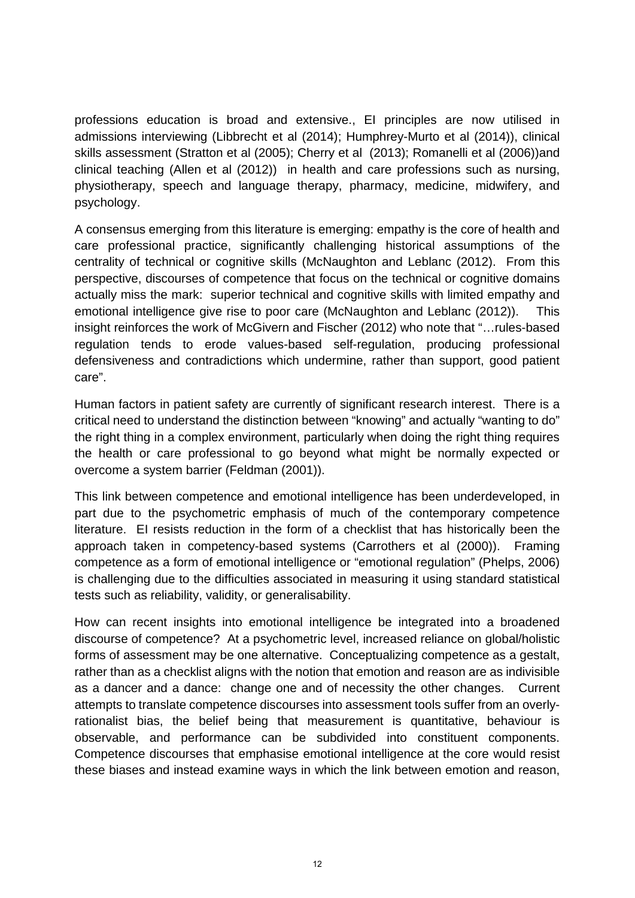professions education is broad and extensive., EI principles are now utilised in admissions interviewing (Libbrecht et al (2014); Humphrey-Murto et al (2014)), clinical skills assessment (Stratton et al (2005); Cherry et al (2013); Romanelli et al (2006))and clinical teaching (Allen et al (2012)) in health and care professions such as nursing, physiotherapy, speech and language therapy, pharmacy, medicine, midwifery, and psychology.

A consensus emerging from this literature is emerging: empathy is the core of health and care professional practice, significantly challenging historical assumptions of the centrality of technical or cognitive skills (McNaughton and Leblanc (2012). From this perspective, discourses of competence that focus on the technical or cognitive domains actually miss the mark: superior technical and cognitive skills with limited empathy and emotional intelligence give rise to poor care (McNaughton and Leblanc (2012)). This insight reinforces the work of McGivern and Fischer (2012) who note that "…rules-based regulation tends to erode values-based self-regulation, producing professional defensiveness and contradictions which undermine, rather than support, good patient care".

Human factors in patient safety are currently of significant research interest. There is a critical need to understand the distinction between "knowing" and actually "wanting to do" the right thing in a complex environment, particularly when doing the right thing requires the health or care professional to go beyond what might be normally expected or overcome a system barrier (Feldman (2001)).

This link between competence and emotional intelligence has been underdeveloped, in part due to the psychometric emphasis of much of the contemporary competence literature. EI resists reduction in the form of a checklist that has historically been the approach taken in competency-based systems (Carrothers et al (2000)). Framing competence as a form of emotional intelligence or "emotional regulation" (Phelps, 2006) is challenging due to the difficulties associated in measuring it using standard statistical tests such as reliability, validity, or generalisability.

How can recent insights into emotional intelligence be integrated into a broadened discourse of competence? At a psychometric level, increased reliance on global/holistic forms of assessment may be one alternative. Conceptualizing competence as a gestalt, rather than as a checklist aligns with the notion that emotion and reason are as indivisible as a dancer and a dance: change one and of necessity the other changes. Current attempts to translate competence discourses into assessment tools suffer from an overly-rationalist bias, the belief being that measurement is quantitative, behaviour is observable, and performance can be subdivided into constituent components. Competence discourses that emphasise emotional intelligence at the core would resist these biases and instead examine ways in which the link between emotion and reason,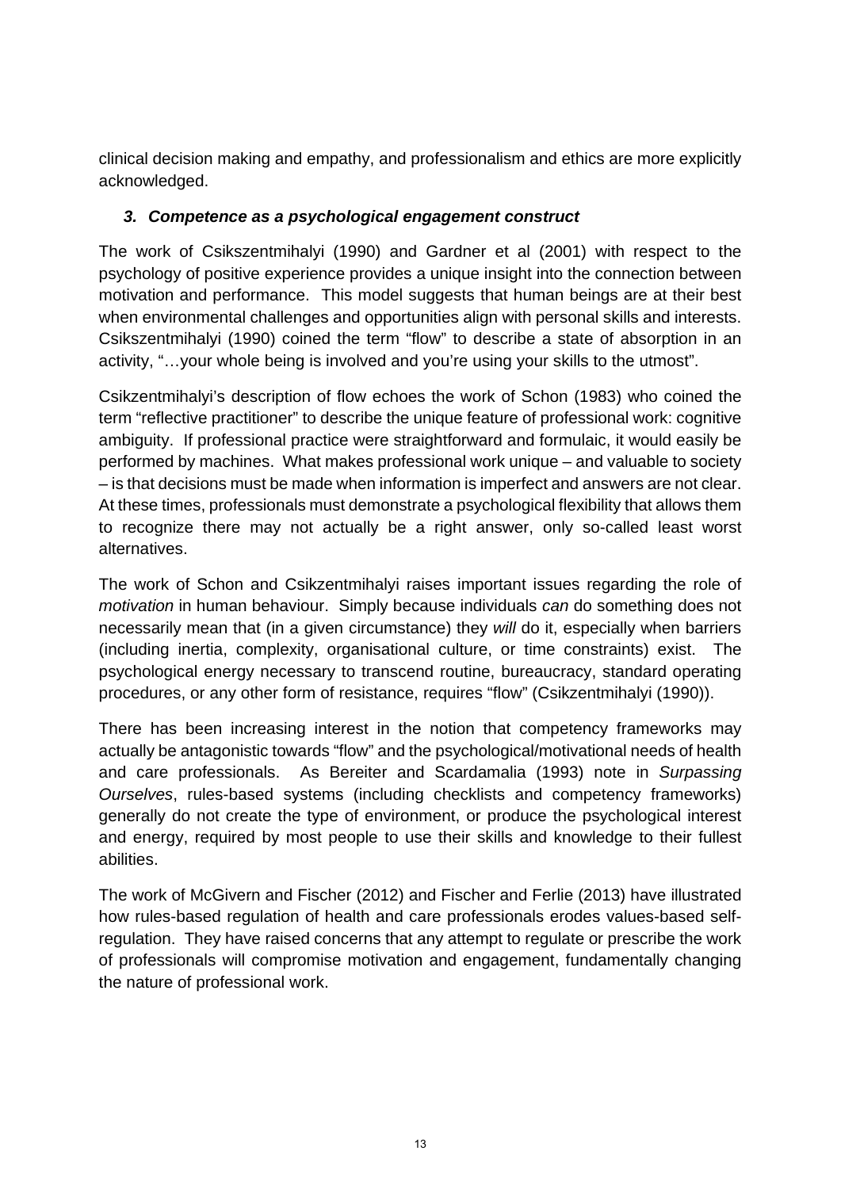clinical decision making and empathy, and professionalism and ethics are more explicitly acknowledged.

### *3. Competence as a psychological engagement construct*

The work of Csikszentmihalyi (1990) and Gardner et al (2001) with respect to the psychology of positive experience provides a unique insight into the connection between motivation and performance. This model suggests that human beings are at their best when environmental challenges and opportunities align with personal skills and interests. Csikszentmihalyi (1990) coined the term "flow" to describe a state of absorption in an activity, "…your whole being is involved and you're using your skills to the utmost".

Csikzentmihalyi's description of flow echoes the work of Schon (1983) who coined the term "reflective practitioner" to describe the unique feature of professional work: cognitive ambiguity. If professional practice were straightforward and formulaic, it would easily be performed by machines. What makes professional work unique – and valuable to society – is that decisions must be made when information is imperfect and answers are not clear. At these times, professionals must demonstrate a psychological flexibility that allows them to recognize there may not actually be a right answer, only so-called least worst alternatives.

The work of Schon and Csikzentmihalyi raises important issues regarding the role of *motivation* in human behaviour. Simply because individuals *can* do something does not necessarily mean that (in a given circumstance) they *will* do it, especially when barriers (including inertia, complexity, organisational culture, or time constraints) exist. The psychological energy necessary to transcend routine, bureaucracy, standard operating procedures, or any other form of resistance, requires "flow" (Csikzentmihalyi (1990)).

There has been increasing interest in the notion that competency frameworks may actually be antagonistic towards "flow" and the psychological/motivational needs of health and care professionals. As Bereiter and Scardamalia (1993) note in *Surpassing Ourselves*, rules-based systems (including checklists and competency frameworks) generally do not create the type of environment, or produce the psychological interest and energy, required by most people to use their skills and knowledge to their fullest abilities.

The work of McGivern and Fischer (2012) and Fischer and Ferlie (2013) have illustrated how rules-based regulation of health and care professionals erodes values-based self-regulation. They have raised concerns that any attempt to regulate or prescribe the work of professionals will compromise motivation and engagement, fundamentally changing the nature of professional work.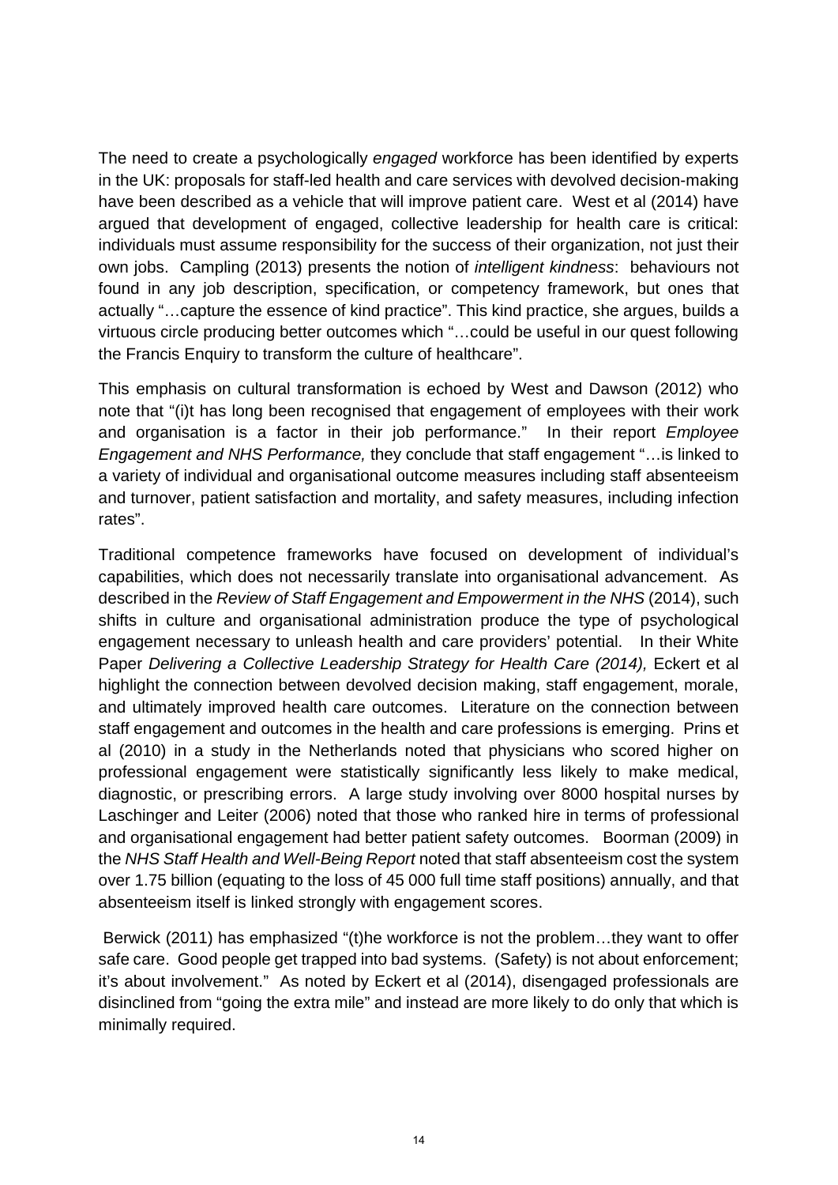The need to create a psychologically *engaged* workforce has been identified by experts in the UK: proposals for staff-led health and care services with devolved decision-making have been described as a vehicle that will improve patient care. West et al (2014) have argued that development of engaged, collective leadership for health care is critical: individuals must assume responsibility for the success of their organization, not just their own jobs. Campling (2013) presents the notion of *intelligent kindness*: behaviours not found in any job description, specification, or competency framework, but ones that actually "…capture the essence of kind practice". This kind practice, she argues, builds a virtuous circle producing better outcomes which "…could be useful in our quest following the Francis Enquiry to transform the culture of healthcare".

This emphasis on cultural transformation is echoed by West and Dawson (2012) who note that "(i)t has long been recognised that engagement of employees with their work and organisation is a factor in their job performance." In their report *Employee Engagement and NHS Performance,* they conclude that staff engagement "…is linked to a variety of individual and organisational outcome measures including staff absenteeism and turnover, patient satisfaction and mortality, and safety measures, including infection rates".

Traditional competence frameworks have focused on development of individual's capabilities, which does not necessarily translate into organisational advancement. As described in the *Review of Staff Engagement and Empowerment in the NHS* (2014), such shifts in culture and organisational administration produce the type of psychological engagement necessary to unleash health and care providers' potential. In their White Paper *Delivering a Collective Leadership Strategy for Health Care (2014),* Eckert et al highlight the connection between devolved decision making, staff engagement, morale, and ultimately improved health care outcomes. Literature on the connection between staff engagement and outcomes in the health and care professions is emerging. Prins et al (2010) in a study in the Netherlands noted that physicians who scored higher on professional engagement were statistically significantly less likely to make medical, diagnostic, or prescribing errors. A large study involving over 8000 hospital nurses by Laschinger and Leiter (2006) noted that those who ranked hire in terms of professional and organisational engagement had better patient safety outcomes. Boorman (2009) in the *NHS Staff Health and Well-Being Report* noted that staff absenteeism cost the system over 1.75 billion (equating to the loss of 45 000 full time staff positions) annually, and that absenteeism itself is linked strongly with engagement scores.

Berwick (2011) has emphasized "(t)he workforce is not the problem…they want to offer safe care. Good people get trapped into bad systems. (Safety) is not about enforcement; it's about involvement." As noted by Eckert et al (2014), disengaged professionals are disinclined from "going the extra mile" and instead are more likely to do only that which is minimally required.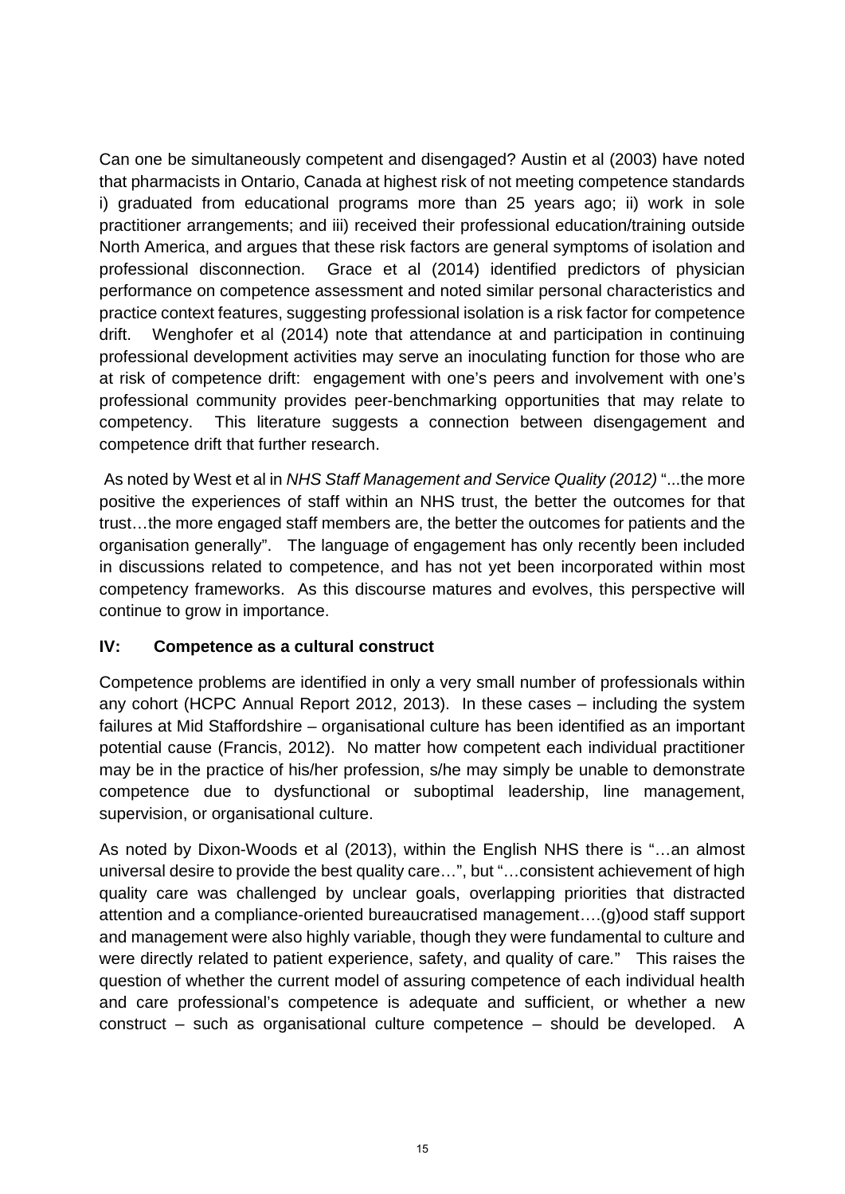Can one be simultaneously competent and disengaged? Austin et al (2003) have noted that pharmacists in Ontario, Canada at highest risk of not meeting competence standards i) graduated from educational programs more than 25 years ago; ii) work in sole practitioner arrangements; and iii) received their professional education/training outside North America, and argues that these risk factors are general symptoms of isolation and professional disconnection. Grace et al (2014) identified predictors of physician performance on competence assessment and noted similar personal characteristics and practice context features, suggesting professional isolation is a risk factor for competence drift. Wenghofer et al (2014) note that attendance at and participation in continuing professional development activities may serve an inoculating function for those who are at risk of competence drift: engagement with one's peers and involvement with one's professional community provides peer-benchmarking opportunities that may relate to competency. This literature suggests a connection between disengagement and competence drift that further research.

As noted by West et al in *NHS Staff Management and Service Quality (2012)* "...the more positive the experiences of staff within an NHS trust, the better the outcomes for that trust…the more engaged staff members are, the better the outcomes for patients and the organisation generally". The language of engagement has only recently been included in discussions related to competence, and has not yet been incorporated within most competency frameworks. As this discourse matures and evolves, this perspective will continue to grow in importance.

### IV: Competence as a cultural construct

Competence problems are identified in only a very small number of professionals within any cohort (HCPC Annual Report 2012, 2013). In these cases – including the system failures at Mid Staffordshire – organisational culture has been identified as an important potential cause (Francis, 2012). No matter how competent each individual practitioner may be in the practice of his/her profession, s/he may simply be unable to demonstrate competence due to dysfunctional or suboptimal leadership, line management, supervision, or organisational culture.

As noted by Dixon-Woods et al (2013), within the English NHS there is "…an almost universal desire to provide the best quality care…", but "…consistent achievement of high quality care was challenged by unclear goals, overlapping priorities that distracted attention and a compliance-oriented bureaucratised management….(g)ood staff support and management were also highly variable, though they were fundamental to culture and were directly related to patient experience, safety, and quality of care." This raises the question of whether the current model of assuring competence of each individual health and care professional's competence is adequate and sufficient, or whether a new construct – such as organisational culture competence – should be developed. A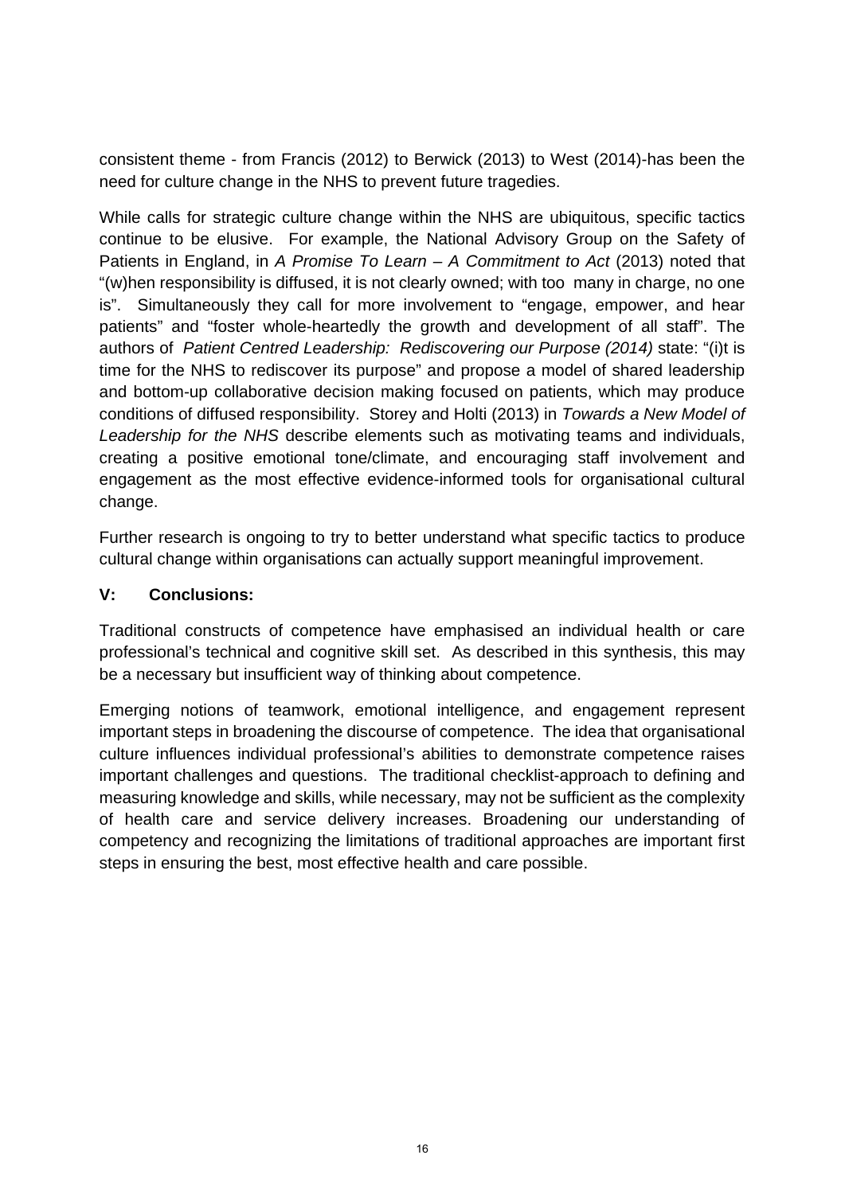consistent theme - from Francis (2012) to Berwick (2013) to West (2014)-has been the need for culture change in the NHS to prevent future tragedies.

While calls for strategic culture change within the NHS are ubiquitous, specific tactics continue to be elusive. For example, the National Advisory Group on the Safety of Patients in England, in *A Promise To Learn – A Commitment to Act* (2013) noted that "(w)hen responsibility is diffused, it is not clearly owned; with too many in charge, no one is". Simultaneously they call for more involvement to "engage, empower, and hear patients" and "foster whole-heartedly the growth and development of all staff". The authors of *Patient Centred Leadership: Rediscovering our Purpose (2014)* state: "(i)t is time for the NHS to rediscover its purpose" and propose a model of shared leadership and bottom-up collaborative decision making focused on patients, which may produce conditions of diffused responsibility. Storey and Holti (2013) in *Towards a New Model of Leadership for the NHS* describe elements such as motivating teams and individuals, creating a positive emotional tone/climate, and encouraging staff involvement and engagement as the most effective evidence-informed tools for organisational cultural change.

Further research is ongoing to try to better understand what specific tactics to produce cultural change within organisations can actually support meaningful improvement.

## V: Conclusions:

Traditional constructs of competence have emphasised an individual health or care professional's technical and cognitive skill set. As described in this synthesis, this may be a necessary but insufficient way of thinking about competence.

Emerging notions of teamwork, emotional intelligence, and engagement represent important steps in broadening the discourse of competence. The idea that organisational culture influences individual professional's abilities to demonstrate competence raises important challenges and questions. The traditional checklist-approach to defining and measuring knowledge and skills, while necessary, may not be sufficient as the complexity of health care and service delivery increases. Broadening our understanding of competency and recognizing the limitations of traditional approaches are important first steps in ensuring the best, most effective health and care possible.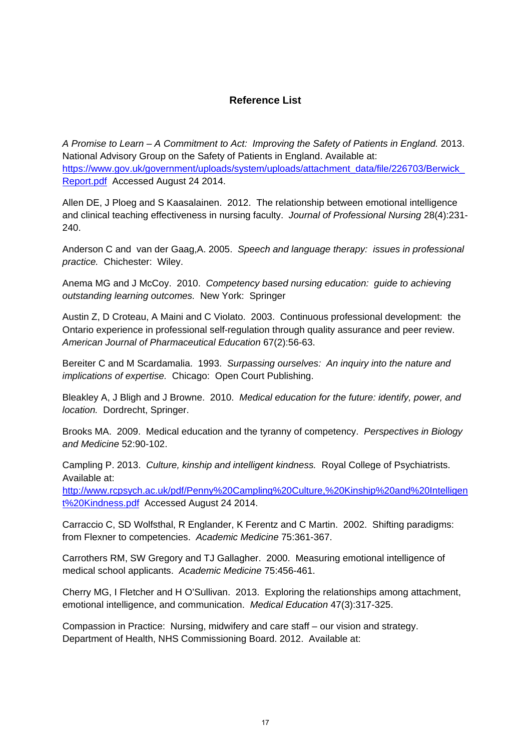## Reference List

*A Promise to Learn – A Commitment to Act: Improving the Safety of Patients in England.* 2013. National Advisory Group on the Safety of Patients in England. Available at: https://www.gov.uk/government/uploads/system/uploads/attachment_data/file/226703/Berwick_Report.pdf Accessed August 24 2014.

Allen DE, J Ploeg and S Kaasalainen. 2012. The relationship between emotional intelligence and clinical teaching effectiveness in nursing faculty. *Journal of Professional Nursing* 28(4):231-240.

Anderson C and van der Gaag,A. 2005. *Speech and language therapy: issues in professional practice.* Chichester: Wiley.

Anema MG and J McCoy. 2010. *Competency based nursing education: guide to achieving outstanding learning outcomes.* New York: Springer

Austin Z, D Croteau, A Maini and C Violato. 2003. Continuous professional development: the Ontario experience in professional self-regulation through quality assurance and peer review. *American Journal of Pharmaceutical Education* 67(2):56-63.

Bereiter C and M Scardamalia. 1993. *Surpassing ourselves: An inquiry into the nature and implications of expertise.* Chicago: Open Court Publishing.

Bleakley A, J Bligh and J Browne. 2010. *Medical education for the future: identify, power, and location.* Dordrecht, Springer.

Brooks MA. 2009. Medical education and the tyranny of competency. *Perspectives in Biology and Medicine* 52:90-102.

Campling P. 2013. *Culture, kinship and intelligent kindness.* Royal College of Psychiatrists. Available at: http://www.rcpsych.ac.uk/pdf/Penny%20Campling%20Culture,%20Kinship%20and%20Intelligent%20Kindness.pdf Accessed August 24 2014.

Carraccio C, SD Wolfsthal, R Englander, K Ferentz and C Martin. 2002. Shifting paradigms: from Flexner to competencies. *Academic Medicine* 75:361-367.

Carrothers RM, SW Gregory and TJ Gallagher. 2000. Measuring emotional intelligence of medical school applicants. *Academic Medicine* 75:456-461.

Cherry MG, I Fletcher and H O'Sullivan. 2013. Exploring the relationships among attachment, emotional intelligence, and communication. *Medical Education* 47(3):317-325.

Compassion in Practice: Nursing, midwifery and care staff – our vision and strategy. Department of Health, NHS Commissioning Board. 2012. Available at: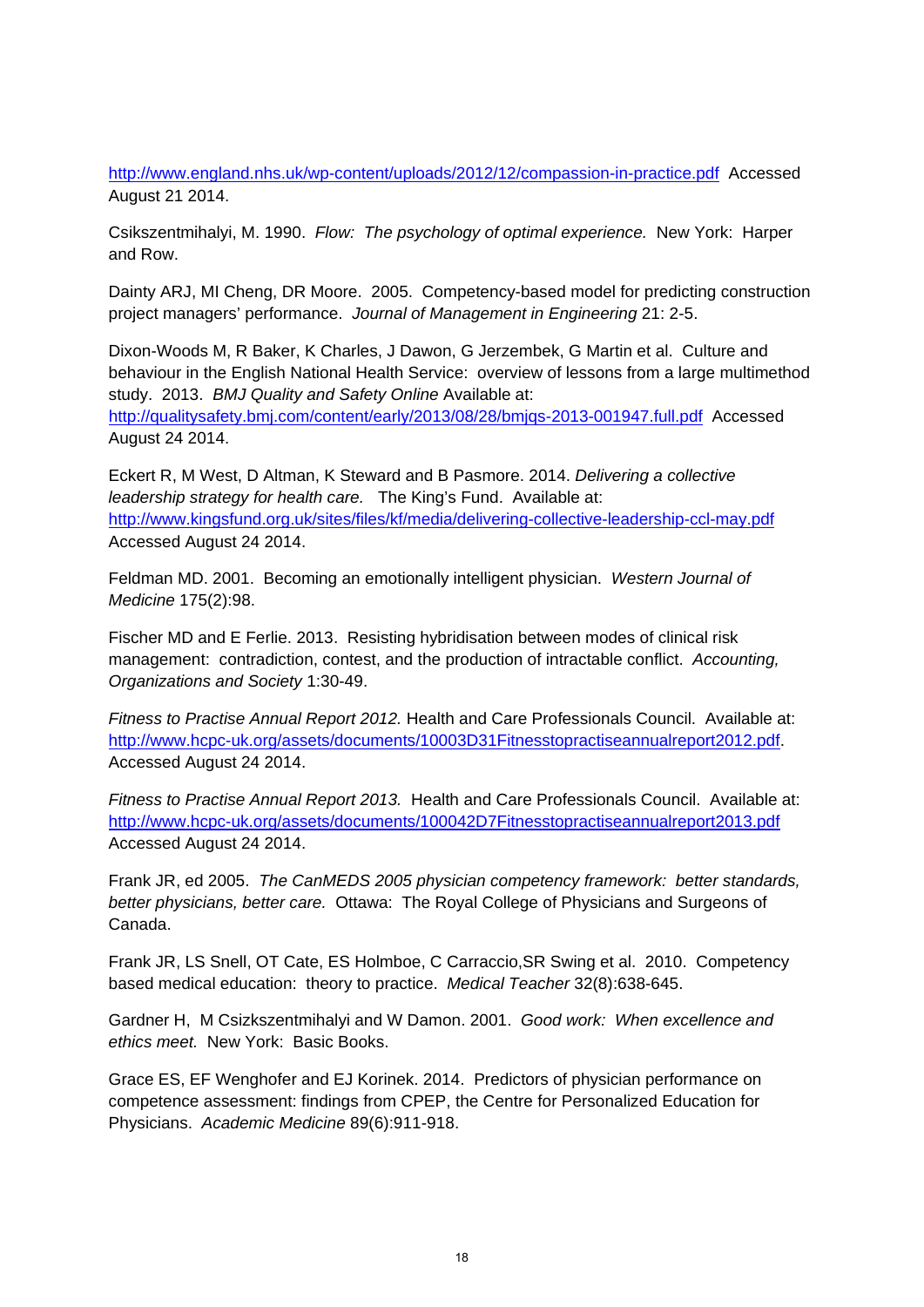http://www.england.nhs.uk/wp-content/uploads/2012/12/compassion-in-practice.pdf Accessed August 21 2014.

Csikszentmihalyi, M. 1990. *Flow: The psychology of optimal experience.* New York: Harper and Row.

Dainty ARJ, MI Cheng, DR Moore. 2005. Competency-based model for predicting construction project managers' performance. *Journal of Management in Engineering* 21: 2-5.

Dixon-Woods M, R Baker, K Charles, J Dawon, G Jerzembek, G Martin et al. Culture and behaviour in the English National Health Service: overview of lessons from a large multimethod study. 2013. *BMJ Quality and Safety Online* Available at: http://qualitysafety.bmj.com/content/early/2013/08/28/bmjqs-2013-001947.full.pdf Accessed August 24 2014.

Eckert R, M West, D Altman, K Steward and B Pasmore. 2014. *Delivering a collective leadership strategy for health care.* The King's Fund. Available at: http://www.kingsfund.org.uk/sites/files/kf/media/delivering-collective-leadership-ccl-may.pdf Accessed August 24 2014.

Feldman MD. 2001. Becoming an emotionally intelligent physician. *Western Journal of Medicine* 175(2):98.

Fischer MD and E Ferlie. 2013. Resisting hybridisation between modes of clinical risk management: contradiction, contest, and the production of intractable conflict. *Accounting, Organizations and Society* 1:30-49.

*Fitness to Practise Annual Report 2012.* Health and Care Professionals Council. Available at: http://www.hcpc-uk.org/assets/documents/10003D31Fitnesstopractiseannualreport2012.pdf. Accessed August 24 2014.

*Fitness to Practise Annual Report 2013.* Health and Care Professionals Council. Available at: http://www.hcpc-uk.org/assets/documents/100042D7Fitnesstopractiseannualreport2013.pdf Accessed August 24 2014.

Frank JR, ed 2005. *The CanMEDS 2005 physician competency framework: better standards, better physicians, better care.* Ottawa: The Royal College of Physicians and Surgeons of Canada.

Frank JR, LS Snell, OT Cate, ES Holmboe, C Carraccio,SR Swing et al. 2010. Competency based medical education: theory to practice. *Medical Teacher* 32(8):638-645.

Gardner H, M Csizkszentmihalyi and W Damon. 2001. *Good work: When excellence and ethics meet.* New York: Basic Books.

Grace ES, EF Wenghofer and EJ Korinek. 2014. Predictors of physician performance on competence assessment: findings from CPEP, the Centre for Personalized Education for Physicians. *Academic Medicine* 89(6):911-918.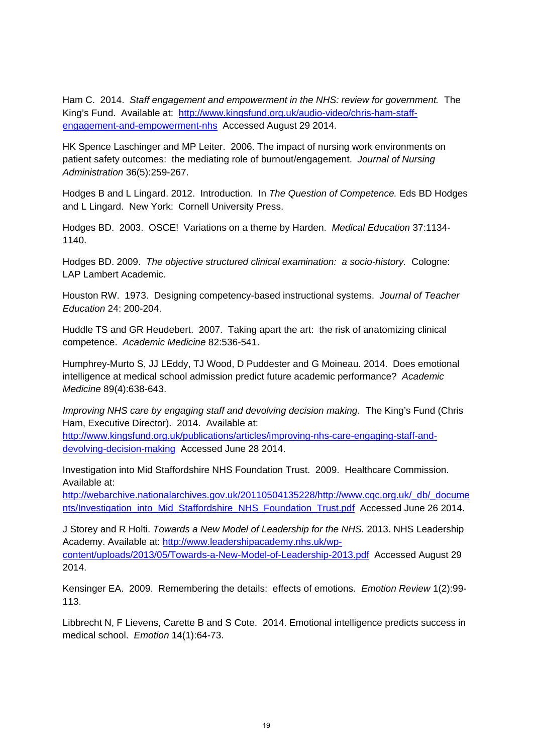Ham C. 2014. *Staff engagement and empowerment in the NHS: review for government.* The King's Fund. Available at: http://www.kingsfund.org.uk/audio-video/chris-ham-staff-engagement-and-empowerment-nhs Accessed August 29 2014.

HK Spence Laschinger and MP Leiter. 2006. The impact of nursing work environments on patient safety outcomes: the mediating role of burnout/engagement. *Journal of Nursing Administration* 36(5):259-267.

Hodges B and L Lingard. 2012. Introduction. In *The Question of Competence.* Eds BD Hodges and L Lingard. New York: Cornell University Press.

Hodges BD. 2003. OSCE! Variations on a theme by Harden. *Medical Education* 37:1134-1140.

Hodges BD. 2009. *The objective structured clinical examination: a socio-history.* Cologne: LAP Lambert Academic.

Houston RW. 1973. Designing competency-based instructional systems. *Journal of Teacher Education* 24: 200-204.

Huddle TS and GR Heudebert. 2007. Taking apart the art: the risk of anatomizing clinical competence. *Academic Medicine* 82:536-541.

Humphrey-Murto S, JJ LEddy, TJ Wood, D Puddester and G Moineau. 2014. Does emotional intelligence at medical school admission predict future academic performance? *Academic Medicine* 89(4):638-643.

*Improving NHS care by engaging staff and devolving decision making*. The King's Fund (Chris Ham, Executive Director). 2014. Available at: http://www.kingsfund.org.uk/publications/articles/improving-nhs-care-engaging-staff-and-devolving-decision-making Accessed June 28 2014.

Investigation into Mid Staffordshire NHS Foundation Trust. 2009. Healthcare Commission. Available at: http://webarchive.nationalarchives.gov.uk/20110504135228/http://www.cqc.org.uk/_db/_documents/Investigation_into_Mid_Staffordshire_NHS_Foundation_Trust.pdf Accessed June 26 2014.

J Storey and R Holti. *Towards a New Model of Leadership for the NHS.* 2013. NHS Leadership Academy. Available at: http://www.leadershipacademy.nhs.uk/wp-content/uploads/2013/05/Towards-a-New-Model-of-Leadership-2013.pdf Accessed August 29 2014.

Kensinger EA. 2009. Remembering the details: effects of emotions. *Emotion Review* 1(2):99-113.

Libbrecht N, F Lievens, Carette B and S Cote. 2014. Emotional intelligence predicts success in medical school. *Emotion* 14(1):64-73.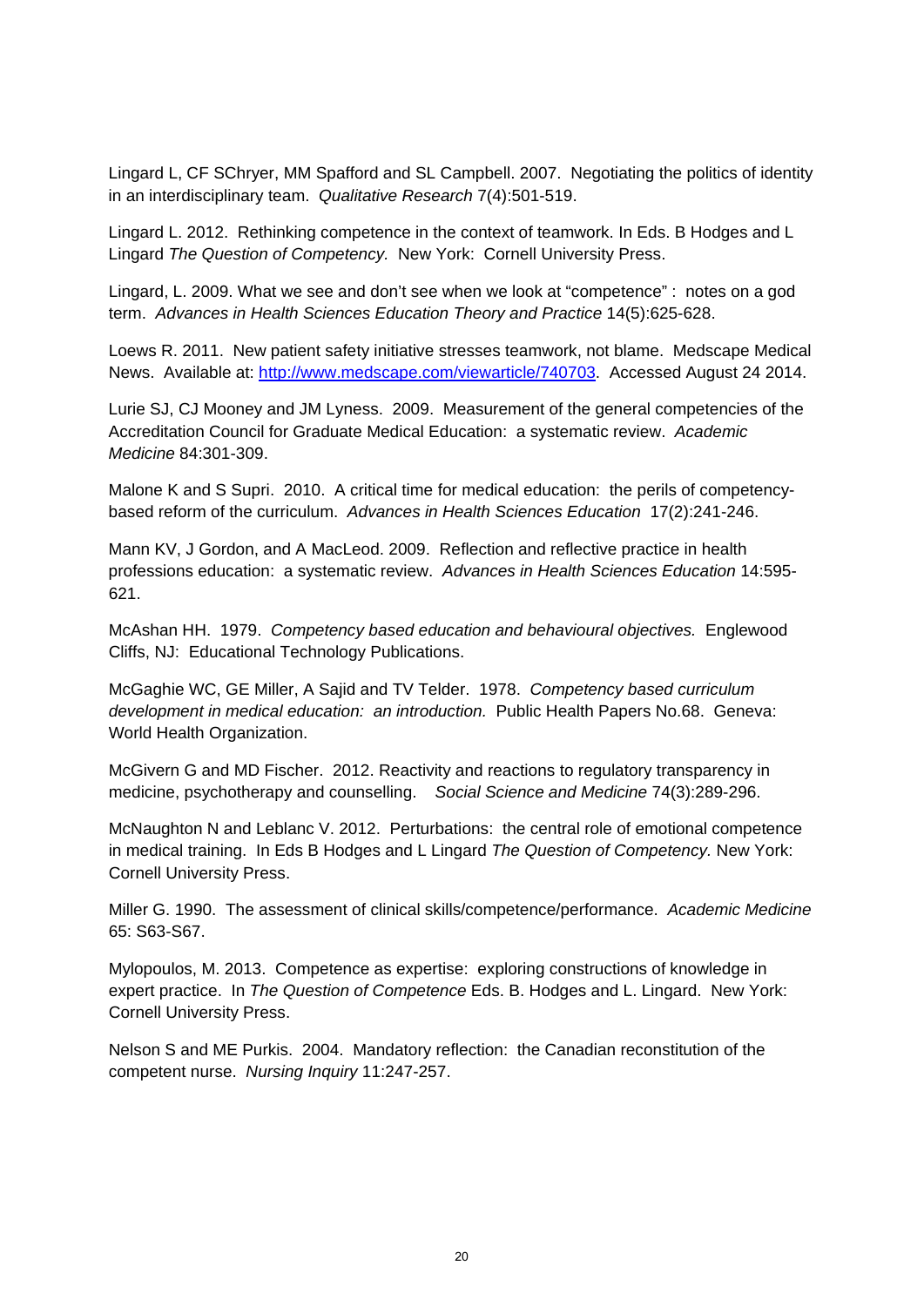Lingard L, CF SChryer, MM Spafford and SL Campbell. 2007. Negotiating the politics of identity in an interdisciplinary team. *Qualitative Research* 7(4):501-519.

Lingard L. 2012. Rethinking competence in the context of teamwork. In Eds. B Hodges and L Lingard *The Question of Competency.* New York: Cornell University Press.

Lingard, L. 2009. What we see and don't see when we look at "competence" : notes on a god term. *Advances in Health Sciences Education Theory and Practice* 14(5):625-628.

Loews R. 2011. New patient safety initiative stresses teamwork, not blame. Medscape Medical News. Available at: http://www.medscape.com/viewarticle/740703. Accessed August 24 2014.

Lurie SJ, CJ Mooney and JM Lyness. 2009. Measurement of the general competencies of the Accreditation Council for Graduate Medical Education: a systematic review. *Academic Medicine* 84:301-309.

Malone K and S Supri. 2010. A critical time for medical education: the perils of competency-based reform of the curriculum. *Advances in Health Sciences Education* 17(2):241-246.

Mann KV, J Gordon, and A MacLeod. 2009. Reflection and reflective practice in health professions education: a systematic review. *Advances in Health Sciences Education* 14:595-621.

McAshan HH. 1979. *Competency based education and behavioural objectives.* Englewood Cliffs, NJ: Educational Technology Publications.

McGaghie WC, GE Miller, A Sajid and TV Telder. 1978. *Competency based curriculum development in medical education: an introduction.* Public Health Papers No.68. Geneva: World Health Organization.

McGivern G and MD Fischer. 2012. Reactivity and reactions to regulatory transparency in medicine, psychotherapy and counselling. *Social Science and Medicine* 74(3):289-296.

McNaughton N and Leblanc V. 2012. Perturbations: the central role of emotional competence in medical training. In Eds B Hodges and L Lingard *The Question of Competency.* New York: Cornell University Press.

Miller G. 1990. The assessment of clinical skills/competence/performance. *Academic Medicine* 65: S63-S67.

Mylopoulos, M. 2013. Competence as expertise: exploring constructions of knowledge in expert practice. In *The Question of Competence* Eds. B. Hodges and L. Lingard. New York: Cornell University Press.

Nelson S and ME Purkis. 2004. Mandatory reflection: the Canadian reconstitution of the competent nurse. *Nursing Inquiry* 11:247-257.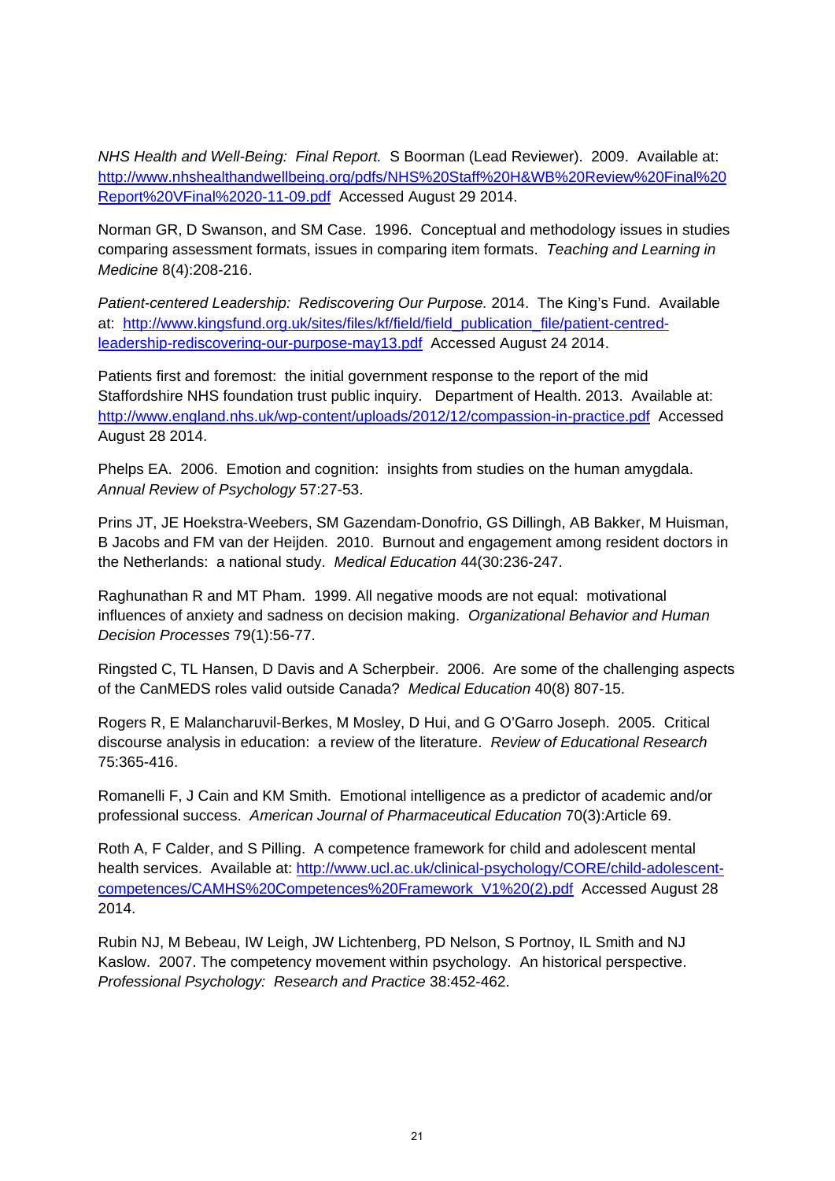*NHS Health and Well-Being: Final Report.* S Boorman (Lead Reviewer). 2009. Available at: http://www.nhshealthandwellbeing.org/pdfs/NHS%20Staff%20H&WB%20Review%20Final%20Report%20VFinal%2020-11-09.pdf Accessed August 29 2014.

Norman GR, D Swanson, and SM Case. 1996. Conceptual and methodology issues in studies comparing assessment formats, issues in comparing item formats. *Teaching and Learning in Medicine* 8(4):208-216.

*Patient-centered Leadership: Rediscovering Our Purpose.* 2014. The King's Fund. Available at: http://www.kingsfund.org.uk/sites/files/kf/field/field_publication_file/patient-centred-leadership-rediscovering-our-purpose-may13.pdf Accessed August 24 2014.

Patients first and foremost: the initial government response to the report of the mid Staffordshire NHS foundation trust public inquiry. Department of Health. 2013. Available at: http://www.england.nhs.uk/wp-content/uploads/2012/12/compassion-in-practice.pdf Accessed August 28 2014.

Phelps EA. 2006. Emotion and cognition: insights from studies on the human amygdala. *Annual Review of Psychology* 57:27-53.

Prins JT, JE Hoekstra-Weebers, SM Gazendam-Donofrio, GS Dillingh, AB Bakker, M Huisman, B Jacobs and FM van der Heijden. 2010. Burnout and engagement among resident doctors in the Netherlands: a national study. *Medical Education* 44(30:236-247.

Raghunathan R and MT Pham. 1999. All negative moods are not equal: motivational influences of anxiety and sadness on decision making. *Organizational Behavior and Human Decision Processes* 79(1):56-77.

Ringsted C, TL Hansen, D Davis and A Scherpbeir. 2006. Are some of the challenging aspects of the CanMEDS roles valid outside Canada? *Medical Education* 40(8) 807-15.

Rogers R, E Malancharuvil-Berkes, M Mosley, D Hui, and G O'Garro Joseph. 2005. Critical discourse analysis in education: a review of the literature. *Review of Educational Research* 75:365-416.

Romanelli F, J Cain and KM Smith. Emotional intelligence as a predictor of academic and/or professional success. *American Journal of Pharmaceutical Education* 70(3):Article 69.

Roth A, F Calder, and S Pilling. A competence framework for child and adolescent mental health services. Available at: http://www.ucl.ac.uk/clinical-psychology/CORE/child-adolescent-competences/CAMHS%20Competences%20Framework_V1%20(2).pdf Accessed August 28 2014.

Rubin NJ, M Bebeau, IW Leigh, JW Lichtenberg, PD Nelson, S Portnoy, IL Smith and NJ Kaslow. 2007. The competency movement within psychology. An historical perspective. *Professional Psychology: Research and Practice* 38:452-462.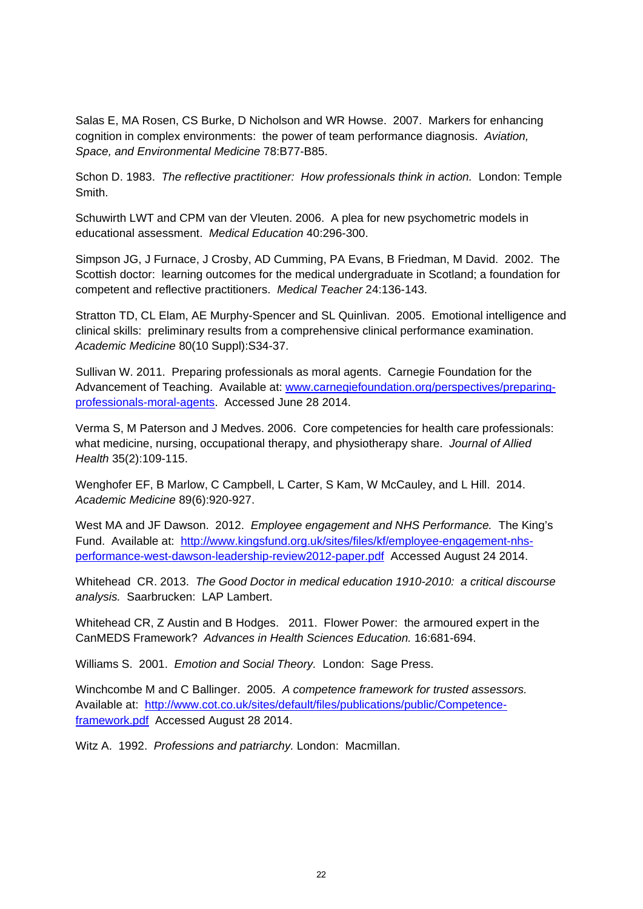Salas E, MA Rosen, CS Burke, D Nicholson and WR Howse. 2007. Markers for enhancing cognition in complex environments: the power of team performance diagnosis. *Aviation, Space, and Environmental Medicine* 78:B77-B85.

Schon D. 1983. *The reflective practitioner: How professionals think in action.* London: Temple Smith.

Schuwirth LWT and CPM van der Vleuten. 2006. A plea for new psychometric models in educational assessment. *Medical Education* 40:296-300.

Simpson JG, J Furnace, J Crosby, AD Cumming, PA Evans, B Friedman, M David. 2002. The Scottish doctor: learning outcomes for the medical undergraduate in Scotland; a foundation for competent and reflective practitioners. *Medical Teacher* 24:136-143.

Stratton TD, CL Elam, AE Murphy-Spencer and SL Quinlivan. 2005. Emotional intelligence and clinical skills: preliminary results from a comprehensive clinical performance examination. *Academic Medicine* 80(10 Suppl):S34-37.

Sullivan W. 2011. Preparing professionals as moral agents. Carnegie Foundation for the Advancement of Teaching. Available at: [www.carnegiefoundation.org/perspectives/preparing-professionals-moral-agents](www.carnegiefoundation.org/perspectives/preparing-professionals-moral-agents). Accessed June 28 2014.

Verma S, M Paterson and J Medves. 2006. Core competencies for health care professionals: what medicine, nursing, occupational therapy, and physiotherapy share. *Journal of Allied Health* 35(2):109-115.

Wenghofer EF, B Marlow, C Campbell, L Carter, S Kam, W McCauley, and L Hill. 2014. *Academic Medicine* 89(6):920-927.

West MA and JF Dawson. 2012. *Employee engagement and NHS Performance.* The King's Fund. Available at: [http://www.kingsfund.org.uk/sites/files/kf/employee-engagement-nhs-performance-west-dawson-leadership-review2012-paper.pdf](http://www.kingsfund.org.uk/sites/files/kf/employee-engagement-nhs-performance-west-dawson-leadership-review2012-paper.pdf) Accessed August 24 2014.

Whitehead CR. 2013. *The Good Doctor in medical education 1910-2010: a critical discourse analysis.* Saarbrucken: LAP Lambert.

Whitehead CR, Z Austin and B Hodges. 2011. Flower Power: the armoured expert in the CanMEDS Framework? *Advances in Health Sciences Education.* 16:681-694.

Williams S. 2001. *Emotion and Social Theory.* London: Sage Press.

Winchcombe M and C Ballinger. 2005. *A competence framework for trusted assessors.* Available at: [http://www.cot.co.uk/sites/default/files/publications/public/Competence-framework.pdf](http://www.cot.co.uk/sites/default/files/publications/public/Competence-framework.pdf) Accessed August 28 2014.

Witz A. 1992. *Professions and patriarchy.* London: Macmillan.